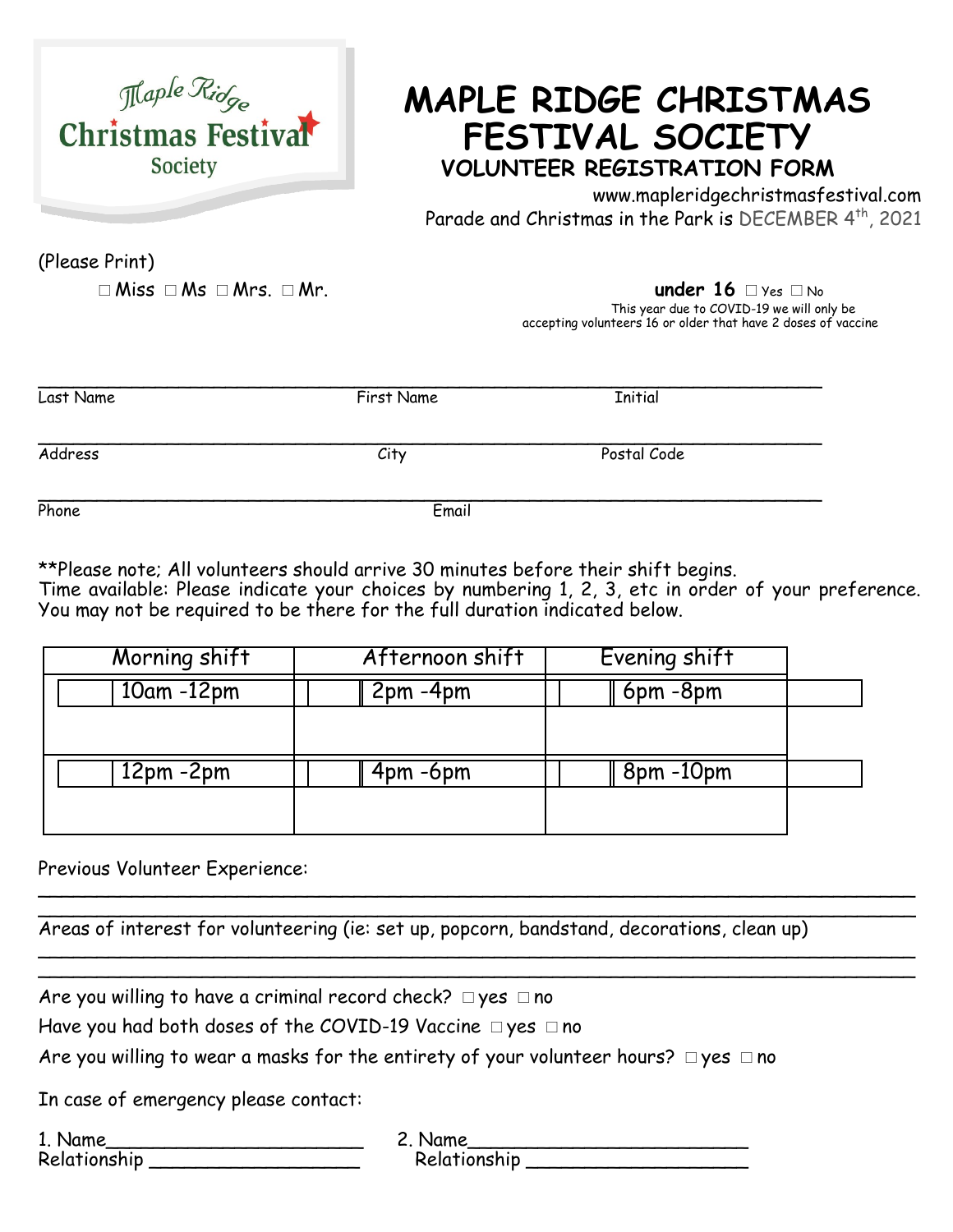Maple Ridge Christmas Festival Society

# MAPLE RIDGE CHRISTMAS FESTIVAL SOCIETY

## VOLUNTEER REGISTRATION FORM

www.mapleridgechristmasfestival.com

Parade and Christmas in the Park is DECEMBER 4th, 2021

(Please Print)

☐ Miss ☐ Ms ☐ Mrs. ☐ Mr.

**under 16** ☐ Yes ☐ No

This year due to COVID-19 we will only be accepting volunteers 16 or older that have 2 doses of vaccine

\_\_\_\_\_\_\_\_\_\_\_\_\_\_\_\_\_\_\_\_\_\_\_\_\_\_\_\_\_\_\_\_\_\_\_\_\_\_\_\_\_\_\_\_\_\_\_\_\_\_\_\_\_\_\_\_\_\_\_\_

Last Name First Name Initial

\_\_\_\_\_\_\_\_\_\_\_\_\_\_\_\_\_\_\_\_\_\_\_\_\_\_\_\_\_\_\_\_\_\_\_\_\_\_\_\_\_\_\_\_\_\_\_\_\_\_\_\_\_\_\_\_\_\_\_\_

Address City Postal Code

\_\_\_\_\_\_\_\_\_\_\_\_\_\_\_\_\_\_\_\_\_\_\_\_\_\_\_\_\_\_\_\_\_\_\_\_\_\_\_\_\_\_\_\_\_\_\_\_\_\_\_\_\_\_\_\_\_\_\_\_

Phone Email

\*\*Please note; All volunteers should arrive 30 minutes before their shift begins.
Time available: Please indicate your choices by numbering 1, 2, 3, etc in order of your preference. You may not be required to be there for the full duration indicated below.

| Morning shift | | Afternoon shift | | Evening shift | |
|---|---|---|---|---|---|
| | 10am -12pm | | 2pm -4pm | | 6pm -8pm |
| | 12pm -2pm | | 4pm -6pm | | 8pm -10pm |

Previous Volunteer Experience:

\_\_\_\_\_\_\_\_\_\_\_\_\_\_\_\_\_\_\_\_\_\_\_\_\_\_\_\_\_\_\_\_\_\_\_\_\_\_\_\_\_\_\_\_\_\_\_\_\_\_\_\_\_\_\_\_\_\_\_\_

\_\_\_\_\_\_\_\_\_\_\_\_\_\_\_\_\_\_\_\_\_\_\_\_\_\_\_\_\_\_\_\_\_\_\_\_\_\_\_\_\_\_\_\_\_\_\_\_\_\_\_\_\_\_\_\_\_\_\_\_

Areas of interest for volunteering (ie: set up, popcorn, bandstand, decorations, clean up)

\_\_\_\_\_\_\_\_\_\_\_\_\_\_\_\_\_\_\_\_\_\_\_\_\_\_\_\_\_\_\_\_\_\_\_\_\_\_\_\_\_\_\_\_\_\_\_\_\_\_\_\_\_\_\_\_\_\_\_\_

\_\_\_\_\_\_\_\_\_\_\_\_\_\_\_\_\_\_\_\_\_\_\_\_\_\_\_\_\_\_\_\_\_\_\_\_\_\_\_\_\_\_\_\_\_\_\_\_\_\_\_\_\_\_\_\_\_\_\_\_

Are you willing to have a criminal record check? ☐ yes ☐ no

Have you had both doses of the COVID-19 Vaccine ☐ yes ☐ no

Are you willing to wear a masks for the entirety of your volunteer hours? ☐ yes ☐ no

In case of emergency please contact:

1. Name\_\_\_\_\_\_\_\_\_\_\_\_\_\_\_\_\_\_\_\_\_\_
Relationship \_\_\_\_\_\_\_\_\_\_\_\_\_\_\_\_\_\_

2. Name\_\_\_\_\_\_\_\_\_\_\_\_\_\_\_\_\_\_\_\_\_\_
Relationship \_\_\_\_\_\_\_\_\_\_\_\_\_\_\_\_\_\_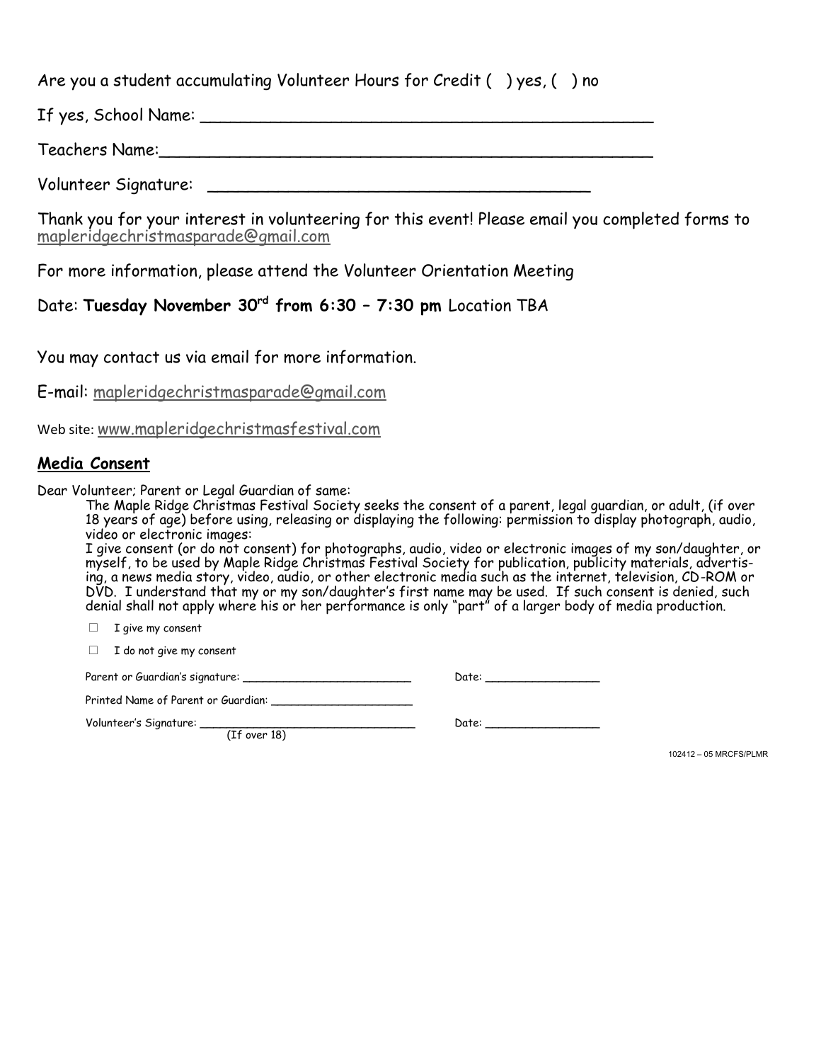Are you a student accumulating Volunteer Hours for Credit (  ) yes, (  ) no

If yes, School Name: ___________________________________________

Teachers Name:_____________________________________________

Volunteer Signature: ____________________________________

Thank you for your interest in volunteering for this event! Please email you completed forms to mapleridgechristmasparade@gmail.com

For more information, please attend the Volunteer Orientation Meeting

Date: **Tuesday November 30rd from 6:30 – 7:30 pm** Location TBA

You may contact us via email for more information.

E-mail: mapleridgechristmasparade@gmail.com

Web site: www.mapleridgechristmasfestival.com

## Media Consent

Dear Volunteer; Parent or Legal Guardian of same:

The Maple Ridge Christmas Festival Society seeks the consent of a parent, legal guardian, or adult, (if over 18 years of age) before using, releasing or displaying the following: permission to display photograph, audio, video or electronic images:

I give consent (or do not consent) for photographs, audio, video or electronic images of my son/daughter, or myself, to be used by Maple Ridge Christmas Festival Society for publication, publicity materials, advertising, a news media story, video, audio, or other electronic media such as the internet, television, CD-ROM or DVD. I understand that my or my son/daughter's first name may be used. If such consent is denied, such denial shall not apply where his or her performance is only "part" of a larger body of media production.

☐ I give my consent

☐ I do not give my consent

Parent or Guardian's signature: ________________________ Date: ________________

Printed Name of Parent or Guardian: ____________________

Volunteer's Signature: ______________________________ Date: ________________
(If over 18)

102412 – 05 MRCFS/PLMR